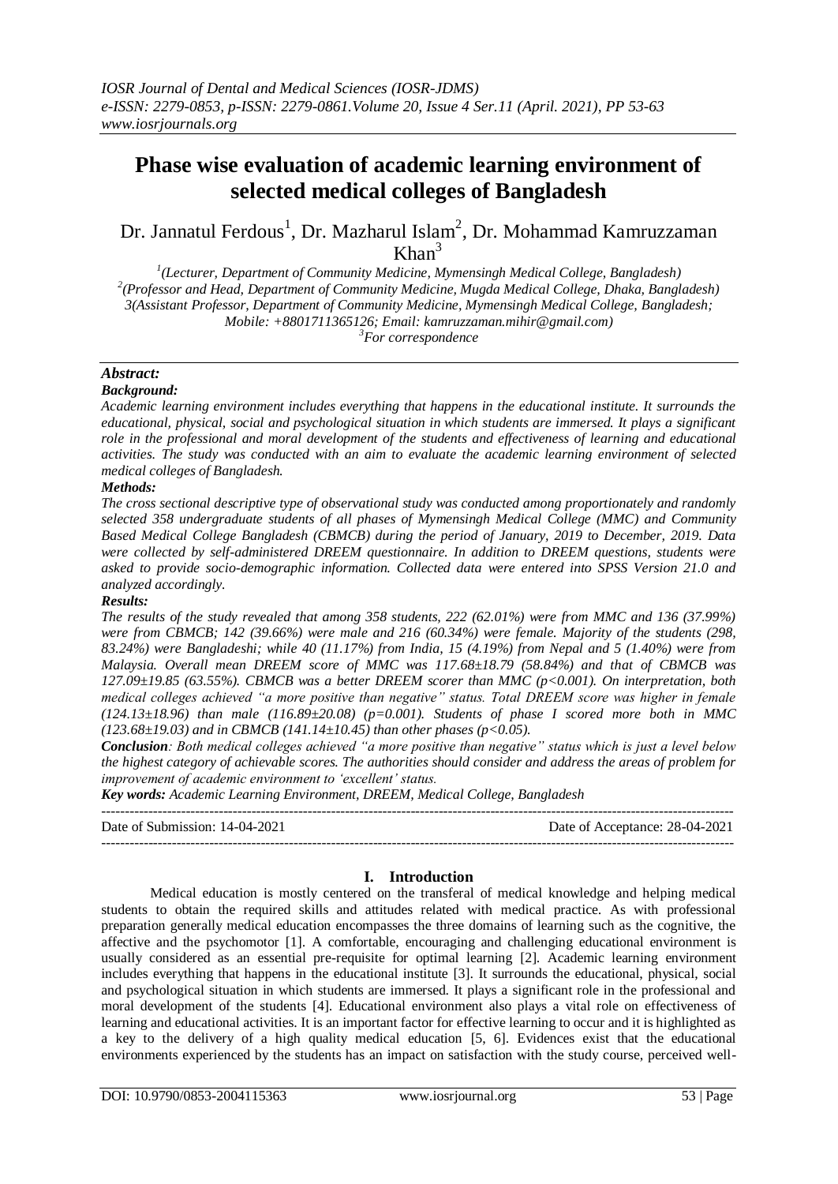# Phase wise evaluation of academic learning environment of selected medical colleges of Bangladesh

Dr. Jannatul Ferdous[1], Dr. Mazharul Islam[2], Dr. Mohammad Kamruzzaman Khan[3]

[1](Lecturer, Department of Community Medicine, Mymensingh Medical College, Bangladesh)
[2](Professor and Head, Department of Community Medicine, Mugda Medical College, Dhaka, Bangladesh)
3(Assistant Professor, Department of Community Medicine, Mymensingh Medical College, Bangladesh; Mobile: +8801711365126; Email: kamruzzaman.mihir@gmail.com)
[3]For correspondence

***Abstract:***

***Background:***

*Academic learning environment includes everything that happens in the educational institute. It surrounds the educational, physical, social and psychological situation in which students are immersed. It plays a significant role in the professional and moral development of the students and effectiveness of learning and educational activities. The study was conducted with an aim to evaluate the academic learning environment of selected medical colleges of Bangladesh.*

***Methods:***

*The cross sectional descriptive type of observational study was conducted among proportionately and randomly selected 358 undergraduate students of all phases of Mymensingh Medical College (MMC) and Community Based Medical College Bangladesh (CBMCB) during the period of January, 2019 to December, 2019. Data were collected by self-administered DREEM questionnaire. In addition to DREEM questions, students were asked to provide socio-demographic information. Collected data were entered into SPSS Version 21.0 and analyzed accordingly.*

***Results:***

*The results of the study revealed that among 358 students, 222 (62.01%) were from MMC and 136 (37.99%) were from CBMCB; 142 (39.66%) were male and 216 (60.34%) were female. Majority of the students (298, 83.24%) were Bangladeshi; while 40 (11.17%) from India, 15 (4.19%) from Nepal and 5 (1.40%) were from Malaysia. Overall mean DREEM score of MMC was 117.68±18.79 (58.84%) and that of CBMCB was 127.09±19.85 (63.55%). CBMCB was a better DREEM scorer than MMC ($p<0.001$). On interpretation, both medical colleges achieved "a more positive than negative" status. Total DREEM score was higher in female (124.13±18.96) than male (116.89±20.08) ($p=0.001$). Students of phase I scored more both in MMC (123.68±19.03) and in CBMCB (141.14±10.45) than other phases ($p<0.05$).*

***Conclusion****: Both medical colleges achieved "a more positive than negative" status which is just a level below the highest category of achievable scores. The authorities should consider and address the areas of problem for improvement of academic environment to 'excellent' status.*

***Key words:*** *Academic Learning Environment, DREEM, Medical College, Bangladesh*

Date of Submission: 14-04-2021 | Date of Acceptance: 28-04-2021

## I. Introduction

Medical education is mostly centered on the transferal of medical knowledge and helping medical students to obtain the required skills and attitudes related with medical practice. As with professional preparation generally medical education encompasses the three domains of learning such as the cognitive, the affective and the psychomotor [1]. A comfortable, encouraging and challenging educational environment is usually considered as an essential pre-requisite for optimal learning [2]. Academic learning environment includes everything that happens in the educational institute [3]. It surrounds the educational, physical, social and psychological situation in which students are immersed. It plays a significant role in the professional and moral development of the students [4]. Educational environment also plays a vital role on effectiveness of learning and educational activities. It is an important factor for effective learning to occur and it is highlighted as a key to the delivery of a high quality medical education [5, 6]. Evidences exist that the educational environments experienced by the students has an impact on satisfaction with the study course, perceived well-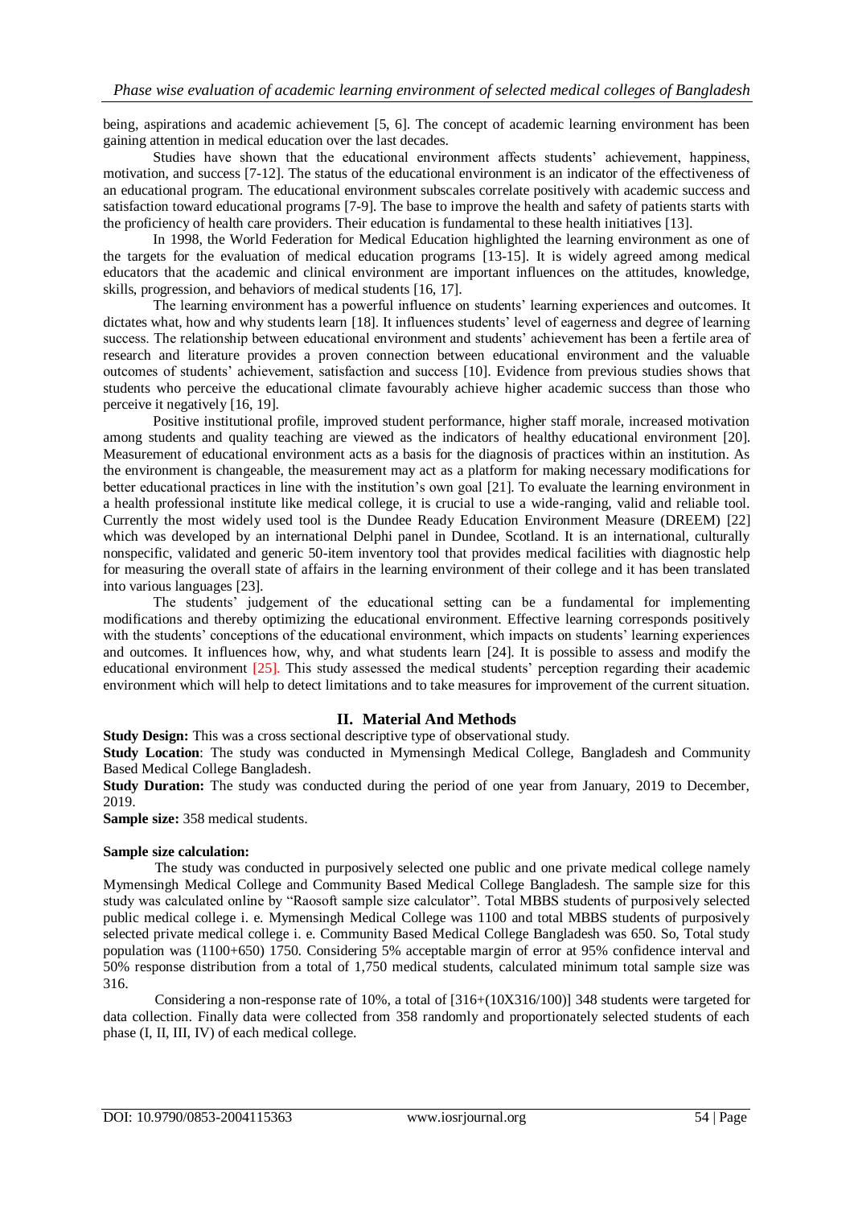being, aspirations and academic achievement [5, 6]. The concept of academic learning environment has been gaining attention in medical education over the last decades.

Studies have shown that the educational environment affects students' achievement, happiness, motivation, and success [7-12]. The status of the educational environment is an indicator of the effectiveness of an educational program. The educational environment subscales correlate positively with academic success and satisfaction toward educational programs [7-9]. The base to improve the health and safety of patients starts with the proficiency of health care providers. Their education is fundamental to these health initiatives [13].

In 1998, the World Federation for Medical Education highlighted the learning environment as one of the targets for the evaluation of medical education programs [13-15]. It is widely agreed among medical educators that the academic and clinical environment are important influences on the attitudes, knowledge, skills, progression, and behaviors of medical students [16, 17].

The learning environment has a powerful influence on students' learning experiences and outcomes. It dictates what, how and why students learn [18]. It influences students' level of eagerness and degree of learning success. The relationship between educational environment and students' achievement has been a fertile area of research and literature provides a proven connection between educational environment and the valuable outcomes of students' achievement, satisfaction and success [10]. Evidence from previous studies shows that students who perceive the educational climate favourably achieve higher academic success than those who perceive it negatively [16, 19].

Positive institutional profile, improved student performance, higher staff morale, increased motivation among students and quality teaching are viewed as the indicators of healthy educational environment [20]. Measurement of educational environment acts as a basis for the diagnosis of practices within an institution. As the environment is changeable, the measurement may act as a platform for making necessary modifications for better educational practices in line with the institution's own goal [21]. To evaluate the learning environment in a health professional institute like medical college, it is crucial to use a wide-ranging, valid and reliable tool. Currently the most widely used tool is the Dundee Ready Education Environment Measure (DREEM) [22] which was developed by an international Delphi panel in Dundee, Scotland. It is an international, culturally nonspecific, validated and generic 50-item inventory tool that provides medical facilities with diagnostic help for measuring the overall state of affairs in the learning environment of their college and it has been translated into various languages [23].

The students' judgement of the educational setting can be a fundamental for implementing modifications and thereby optimizing the educational environment. Effective learning corresponds positively with the students' conceptions of the educational environment, which impacts on students' learning experiences and outcomes. It influences how, why, and what students learn [24]. It is possible to assess and modify the educational environment [25]. This study assessed the medical students' perception regarding their academic environment which will help to detect limitations and to take measures for improvement of the current situation.

## II. Material And Methods

**Study Design:** This was a cross sectional descriptive type of observational study.

**Study Location**: The study was conducted in Mymensingh Medical College, Bangladesh and Community Based Medical College Bangladesh.

**Study Duration:** The study was conducted during the period of one year from January, 2019 to December, 2019.

**Sample size:** 358 medical students.

**Sample size calculation:**

The study was conducted in purposively selected one public and one private medical college namely Mymensingh Medical College and Community Based Medical College Bangladesh. The sample size for this study was calculated online by "Raosoft sample size calculator". Total MBBS students of purposively selected public medical college i. e. Mymensingh Medical College was 1100 and total MBBS students of purposively selected private medical college i. e. Community Based Medical College Bangladesh was 650. So, Total study population was (1100+650) 1750. Considering 5% acceptable margin of error at 95% confidence interval and 50% response distribution from a total of 1,750 medical students, calculated minimum total sample size was 316.

Considering a non-response rate of 10%, a total of [316+(10X316/100)] 348 students were targeted for data collection. Finally data were collected from 358 randomly and proportionately selected students of each phase (I, II, III, IV) of each medical college.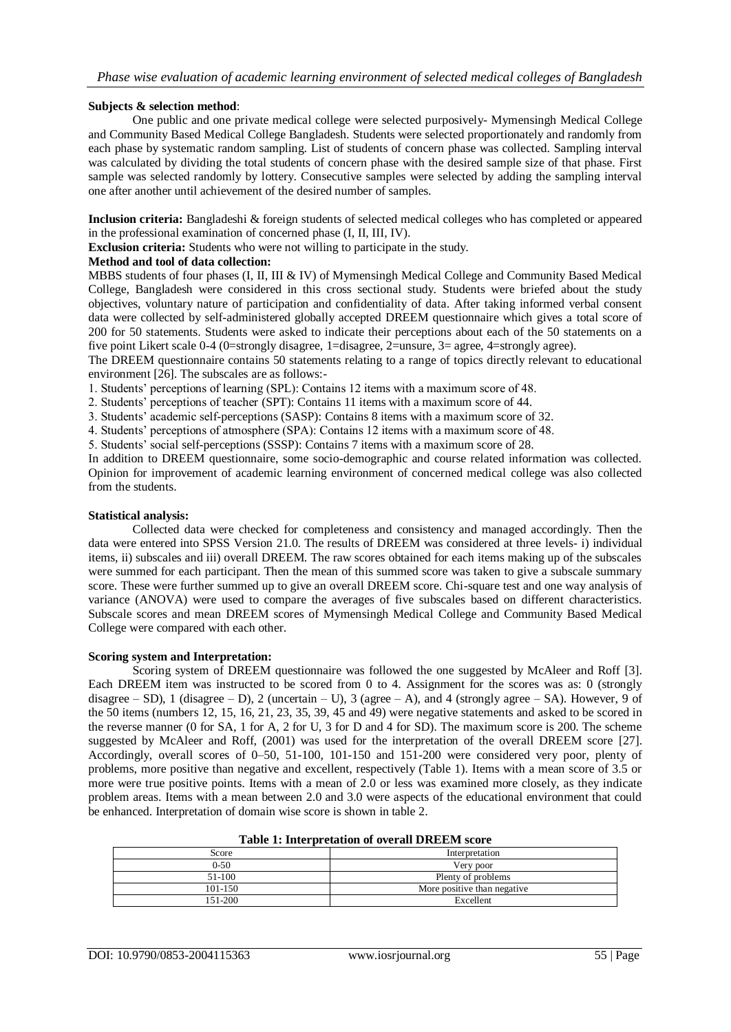**Subjects & selection method**:

One public and one private medical college were selected purposively- Mymensingh Medical College and Community Based Medical College Bangladesh. Students were selected proportionately and randomly from each phase by systematic random sampling. List of students of concern phase was collected. Sampling interval was calculated by dividing the total students of concern phase with the desired sample size of that phase. First sample was selected randomly by lottery. Consecutive samples were selected by adding the sampling interval one after another until achievement of the desired number of samples.

**Inclusion criteria:** Bangladeshi & foreign students of selected medical colleges who has completed or appeared in the professional examination of concerned phase (I, II, III, IV).

**Exclusion criteria:** Students who were not willing to participate in the study.

**Method and tool of data collection:**

MBBS students of four phases (I, II, III & IV) of Mymensingh Medical College and Community Based Medical College, Bangladesh were considered in this cross sectional study. Students were briefed about the study objectives, voluntary nature of participation and confidentiality of data. After taking informed verbal consent data were collected by self-administered globally accepted DREEM questionnaire which gives a total score of 200 for 50 statements. Students were asked to indicate their perceptions about each of the 50 statements on a five point Likert scale 0-4 (0=strongly disagree, 1=disagree, 2=unsure, 3= agree, 4=strongly agree).

The DREEM questionnaire contains 50 statements relating to a range of topics directly relevant to educational environment [26]. The subscales are as follows:-

1. Students' perceptions of learning (SPL): Contains 12 items with a maximum score of 48.
2. Students' perceptions of teacher (SPT): Contains 11 items with a maximum score of 44.
3. Students' academic self-perceptions (SASP): Contains 8 items with a maximum score of 32.
4. Students' perceptions of atmosphere (SPA): Contains 12 items with a maximum score of 48.
5. Students' social self-perceptions (SSSP): Contains 7 items with a maximum score of 28.

In addition to DREEM questionnaire, some socio-demographic and course related information was collected. Opinion for improvement of academic learning environment of concerned medical college was also collected from the students.

**Statistical analysis:**

Collected data were checked for completeness and consistency and managed accordingly. Then the data were entered into SPSS Version 21.0. The results of DREEM was considered at three levels- i) individual items, ii) subscales and iii) overall DREEM. The raw scores obtained for each items making up of the subscales were summed for each participant. Then the mean of this summed score was taken to give a subscale summary score. These were further summed up to give an overall DREEM score. Chi-square test and one way analysis of variance (ANOVA) were used to compare the averages of five subscales based on different characteristics. Subscale scores and mean DREEM scores of Mymensingh Medical College and Community Based Medical College were compared with each other.

**Scoring system and Interpretation:**

Scoring system of DREEM questionnaire was followed the one suggested by McAleer and Roff [3]. Each DREEM item was instructed to be scored from 0 to 4. Assignment for the scores was as: 0 (strongly disagree – SD), 1 (disagree – D), 2 (uncertain – U), 3 (agree – A), and 4 (strongly agree – SA). However, 9 of the 50 items (numbers 12, 15, 16, 21, 23, 35, 39, 45 and 49) were negative statements and asked to be scored in the reverse manner (0 for SA, 1 for A, 2 for U, 3 for D and 4 for SD). The maximum score is 200. The scheme suggested by McAleer and Roff, (2001) was used for the interpretation of the overall DREEM score [27]. Accordingly, overall scores of 0–50, 51-100, 101-150 and 151-200 were considered very poor, plenty of problems, more positive than negative and excellent, respectively (Table 1). Items with a mean score of 3.5 or more were true positive points. Items with a mean of 2.0 or less was examined more closely, as they indicate problem areas. Items with a mean between 2.0 and 3.0 were aspects of the educational environment that could be enhanced. Interpretation of domain wise score is shown in table 2.

**Table 1: Interpretation of overall DREEM score**

| Score | Interpretation |
|---|---|
| 0-50 | Very poor |
| 51-100 | Plenty of problems |
| 101-150 | More positive than negative |
| 151-200 | Excellent |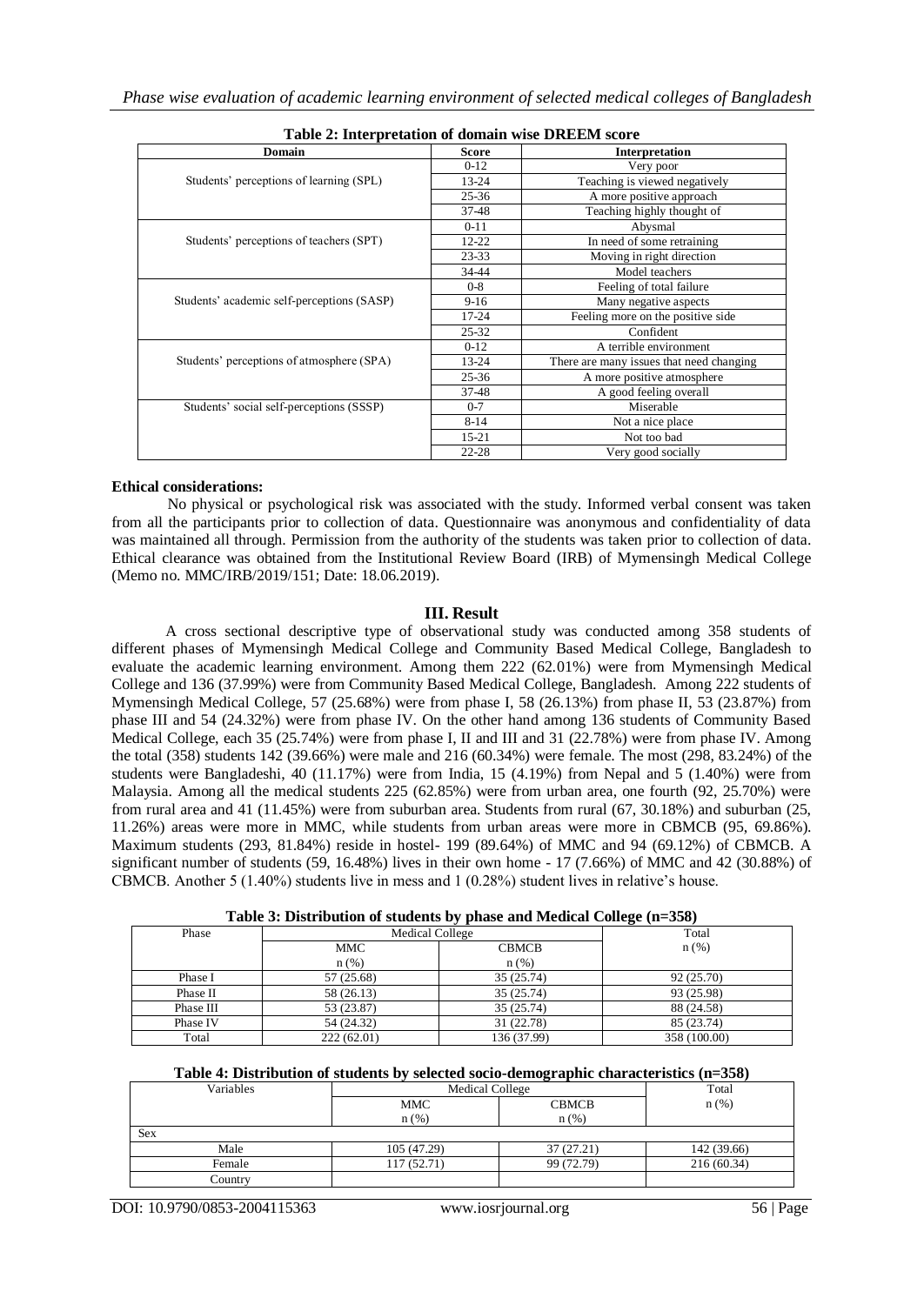**Table 2: Interpretation of domain wise DREEM score**

| Domain | Score | Interpretation |
|---|---|---|
| Students' perceptions of learning (SPL) | 0-12 | Very poor |
| | 13-24 | Teaching is viewed negatively |
| | 25-36 | A more positive approach |
| | 37-48 | Teaching highly thought of |
| Students' perceptions of teachers (SPT) | 0-11 | Abysmal |
| | 12-22 | In need of some retraining |
| | 23-33 | Moving in right direction |
| | 34-44 | Model teachers |
| Students' academic self-perceptions (SASP) | 0-8 | Feeling of total failure |
| | 9-16 | Many negative aspects |
| | 17-24 | Feeling more on the positive side |
| | 25-32 | Confident |
| Students' perceptions of atmosphere (SPA) | 0-12 | A terrible environment |
| | 13-24 | There are many issues that need changing |
| | 25-36 | A more positive atmosphere |
| | 37-48 | A good feeling overall |
| Students' social self-perceptions (SSSP) | 0-7 | Miserable |
| | 8-14 | Not a nice place |
| | 15-21 | Not too bad |
| | 22-28 | Very good socially |

**Ethical considerations:**

No physical or psychological risk was associated with the study. Informed verbal consent was taken from all the participants prior to collection of data. Questionnaire was anonymous and confidentiality of data was maintained all through. Permission from the authority of the students was taken prior to collection of data. Ethical clearance was obtained from the Institutional Review Board (IRB) of Mymensingh Medical College (Memo no. MMC/IRB/2019/151; Date: 18.06.2019).

## III. Result

A cross sectional descriptive type of observational study was conducted among 358 students of different phases of Mymensingh Medical College and Community Based Medical College, Bangladesh to evaluate the academic learning environment. Among them 222 (62.01%) were from Mymensingh Medical College and 136 (37.99%) were from Community Based Medical College, Bangladesh. Among 222 students of Mymensingh Medical College, 57 (25.68%) were from phase I, 58 (26.13%) from phase II, 53 (23.87%) from phase III and 54 (24.32%) were from phase IV. On the other hand among 136 students of Community Based Medical College, each 35 (25.74%) were from phase I, II and III and 31 (22.78%) were from phase IV. Among the total (358) students 142 (39.66%) were male and 216 (60.34%) were female. The most (298, 83.24%) of the students were Bangladeshi, 40 (11.17%) were from India, 15 (4.19%) from Nepal and 5 (1.40%) were from Malaysia. Among all the medical students 225 (62.85%) were from urban area, one fourth (92, 25.70%) were from rural area and 41 (11.45%) were from suburban area. Students from rural (67, 30.18%) and suburban (25, 11.26%) areas were more in MMC, while students from urban areas were more in CBMCB (95, 69.86%). Maximum students (293, 81.84%) reside in hostel- 199 (89.64%) of MMC and 94 (69.12%) of CBMCB. A significant number of students (59, 16.48%) lives in their own home - 17 (7.66%) of MMC and 42 (30.88%) of CBMCB. Another 5 (1.40%) students live in mess and 1 (0.28%) student lives in relative's house.

**Table 3: Distribution of students by phase and Medical College (n=358)**

| Phase | Medical College | | Total |
|---|---|---|---|
| | MMC n (%) | CBMCB n (%) | n (%) |
| Phase I | 57 (25.68) | 35 (25.74) | 92 (25.70) |
| Phase II | 58 (26.13) | 35 (25.74) | 93 (25.98) |
| Phase III | 53 (23.87) | 35 (25.74) | 88 (24.58) |
| Phase IV | 54 (24.32) | 31 (22.78) | 85 (23.74) |
| Total | 222 (62.01) | 136 (37.99) | 358 (100.00) |

**Table 4: Distribution of students by selected socio-demographic characteristics (n=358)**

| Variables | Medical College | | Total |
|---|---|---|---|
| | MMC n (%) | CBMCB n (%) | n (%) |
| Sex | | | |
| Male | 105 (47.29) | 37 (27.21) | 142 (39.66) |
| Female | 117 (52.71) | 99 (72.79) | 216 (60.34) |
| Country | | | |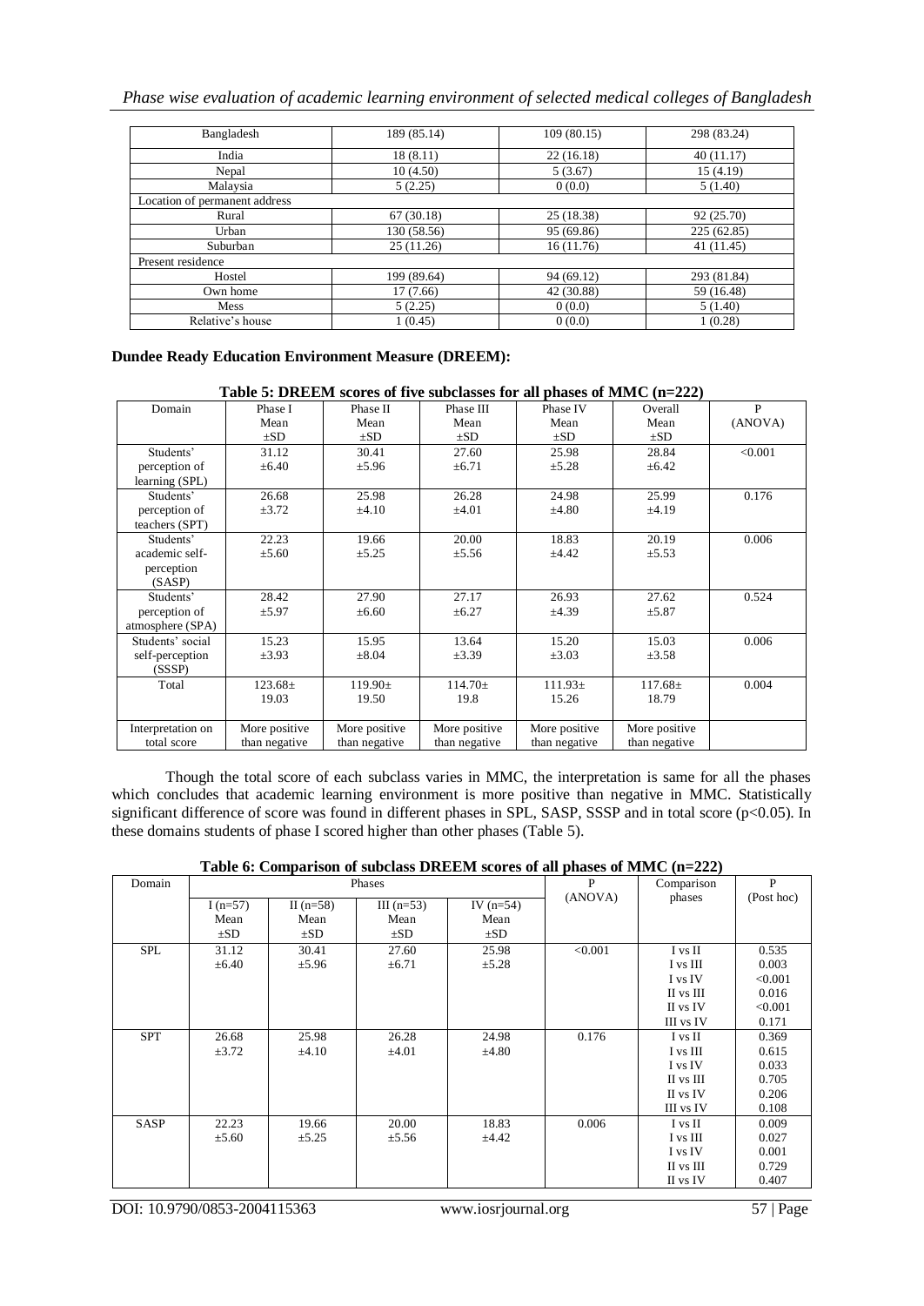| Bangladesh | 189 (85.14) | 109 (80.15) | 298 (83.24) |
|---|---|---|---|
| India | 18 (8.11) | 22 (16.18) | 40 (11.17) |
| Nepal | 10 (4.50) | 5 (3.67) | 15 (4.19) |
| Malaysia | 5 (2.25) | 0 (0.0) | 5 (1.40) |
| Location of permanent address | | | |
| Rural | 67 (30.18) | 25 (18.38) | 92 (25.70) |
| Urban | 130 (58.56) | 95 (69.86) | 225 (62.85) |
| Suburban | 25 (11.26) | 16 (11.76) | 41 (11.45) |
| Present residence | | | |
| Hostel | 199 (89.64) | 94 (69.12) | 293 (81.84) |
| Own home | 17 (7.66) | 42 (30.88) | 59 (16.48) |
| Mess | 5 (2.25) | 0 (0.0) | 5 (1.40) |
| Relative's house | 1 (0.45) | 0 (0.0) | 1 (0.28) |

**Dundee Ready Education Environment Measure (DREEM):**

**Table 5: DREEM scores of five subclasses for all phases of MMC (n=222)**

| Domain | Phase I Mean ±SD | Phase II Mean ±SD | Phase III Mean ±SD | Phase IV Mean ±SD | Overall Mean ±SD | P (ANOVA) |
|---|---|---|---|---|---|---|
| Students' perception of learning (SPL) | 31.12 ±6.40 | 30.41 ±5.96 | 27.60 ±6.71 | 25.98 ±5.28 | 28.84 ±6.42 | <0.001 |
| Students' perception of teachers (SPT) | 26.68 ±3.72 | 25.98 ±4.10 | 26.28 ±4.01 | 24.98 ±4.80 | 25.99 ±4.19 | 0.176 |
| Students' academic self-perception (SASP) | 22.23 ±5.60 | 19.66 ±5.25 | 20.00 ±5.56 | 18.83 ±4.42 | 20.19 ±5.53 | 0.006 |
| Students' perception of atmosphere (SPA) | 28.42 ±5.97 | 27.90 ±6.60 | 27.17 ±6.27 | 26.93 ±4.39 | 27.62 ±5.87 | 0.524 |
| Students' social self-perception (SSSP) | 15.23 ±3.93 | 15.95 ±8.04 | 13.64 ±3.39 | 15.20 ±3.03 | 15.03 ±3.58 | 0.006 |
| Total | 123.68± 19.03 | 119.90± 19.50 | 114.70± 19.8 | 111.93± 15.26 | 117.68± 18.79 | 0.004 |
| Interpretation on total score | More positive than negative | More positive than negative | More positive than negative | More positive than negative | More positive than negative | |

Though the total score of each subclass varies in MMC, the interpretation is same for all the phases which concludes that academic learning environment is more positive than negative in MMC. Statistically significant difference of score was found in different phases in SPL, SASP, SSSP and in total score (p<0.05). In these domains students of phase I scored higher than other phases (Table 5).

**Table 6: Comparison of subclass DREEM scores of all phases of MMC (n=222)**

| Domain | Phases | | | | P (ANOVA) | Comparison phases | P (Post hoc) |
|---|---|---|---|---|---|---|---|
| | I (n=57) Mean ±SD | II (n=58) Mean ±SD | III (n=53) Mean ±SD | IV (n=54) Mean ±SD | | | |
| SPL | 31.12 ±6.40 | 30.41 ±5.96 | 27.60 ±6.71 | 25.98 ±5.28 | <0.001 | I vs II | 0.535 |
| | | | | | | I vs III | 0.003 |
| | | | | | | I vs IV | <0.001 |
| | | | | | | II vs III | 0.016 |
| | | | | | | II vs IV | <0.001 |
| | | | | | | III vs IV | 0.171 |
| SPT | 26.68 ±3.72 | 25.98 ±4.10 | 26.28 ±4.01 | 24.98 ±4.80 | 0.176 | I vs II | 0.369 |
| | | | | | | I vs III | 0.615 |
| | | | | | | I vs IV | 0.033 |
| | | | | | | II vs III | 0.705 |
| | | | | | | II vs IV | 0.206 |
| | | | | | | III vs IV | 0.108 |
| SASP | 22.23 ±5.60 | 19.66 ±5.25 | 20.00 ±5.56 | 18.83 ±4.42 | 0.006 | I vs II | 0.009 |
| | | | | | | I vs III | 0.027 |
| | | | | | | I vs IV | 0.001 |
| | | | | | | II vs III | 0.729 |
| | | | | | | II vs IV | 0.407 |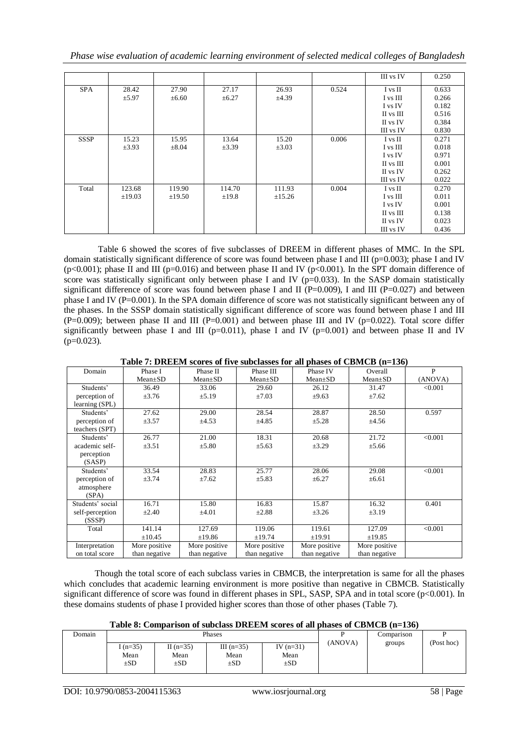| | | | | | | III vs IV | 0.250 |
|---|---|---|---|---|---|---|---|
| SPA | 28.42 ±5.97 | 27.90 ±6.60 | 27.17 ±6.27 | 26.93 ±4.39 | 0.524 | I vs II<br>I vs III<br>I vs IV<br>II vs III<br>II vs IV<br>III vs IV | 0.633<br>0.266<br>0.182<br>0.516<br>0.384<br>0.830 |
| SSSP | 15.23 ±3.93 | 15.95 ±8.04 | 13.64 ±3.39 | 15.20 ±3.03 | 0.006 | I vs II<br>I vs III<br>I vs IV<br>II vs III<br>II vs IV<br>III vs IV | 0.271<br>0.018<br>0.971<br>0.001<br>0.262<br>0.022 |
| Total | 123.68 ±19.03 | 119.90 ±19.50 | 114.70 ±19.8 | 111.93 ±15.26 | 0.004 | I vs II<br>I vs III<br>I vs IV<br>II vs III<br>II vs IV<br>III vs IV | 0.270<br>0.011<br>0.001<br>0.138<br>0.023<br>0.436 |

Table 6 showed the scores of five subclasses of DREEM in different phases of MMC. In the SPL domain statistically significant difference of score was found between phase I and III (p=0.003); phase I and IV (p<0.001); phase II and III (p=0.016) and between phase II and IV (p<0.001). In the SPT domain difference of score was statistically significant only between phase I and IV (p=0.033). In the SASP domain statistically significant difference of score was found between phase I and II (P=0.009), I and III (P=0.027) and between phase I and IV (P=0.001). In the SPA domain difference of score was not statistically significant between any of the phases. In the SSSP domain statistically significant difference of score was found between phase I and III (P=0.009); between phase II and III (P=0.001) and between phase III and IV (p=0.022). Total score differ significantly between phase I and III (p=0.011), phase I and IV (p=0.001) and between phase II and IV (p=0.023).

**Table 7: DREEM scores of five subclasses for all phases of CBMCB (n=136)**

| Domain | Phase I Mean±SD | Phase II Mean±SD | Phase III Mean±SD | Phase IV Mean±SD | Overall Mean±SD | P (ANOVA) |
|---|---|---|---|---|---|---|
| Students' perception of learning (SPL) | 36.49 ±3.76 | 33.06 ±5.19 | 29.60 ±7.03 | 26.12 ±9.63 | 31.47 ±7.62 | <0.001 |
| Students' perception of teachers (SPT) | 27.62 ±3.57 | 29.00 ±4.53 | 28.54 ±4.85 | 28.87 ±5.28 | 28.50 ±4.56 | 0.597 |
| Students' academic self-perception (SASP) | 26.77 ±3.51 | 21.00 ±5.80 | 18.31 ±5.63 | 20.68 ±3.29 | 21.72 ±5.66 | <0.001 |
| Students' perception of atmosphere (SPA) | 33.54 ±3.74 | 28.83 ±7.62 | 25.77 ±5.83 | 28.06 ±6.27 | 29.08 ±6.61 | <0.001 |
| Students' social self-perception (SSSP) | 16.71 ±2.40 | 15.80 ±4.01 | 16.83 ±2.88 | 15.87 ±3.26 | 16.32 ±3.19 | 0.401 |
| Total | 141.14 ±10.45 | 127.69 ±19.86 | 119.06 ±19.74 | 119.61 ±19.91 | 127.09 ±19.85 | <0.001 |
| Interpretation on total score | More positive than negative | More positive than negative | More positive than negative | More positive than negative | More positive than negative | |

Though the total score of each subclass varies in CBMCB, the interpretation is same for all the phases which concludes that academic learning environment is more positive than negative in CBMCB. Statistically significant difference of score was found in different phases in SPL, SASP, SPA and in total score (p<0.001). In these domains students of phase I provided higher scores than those of other phases (Table 7).

**Table 8: Comparison of subclass DREEM scores of all phases of CBMCB (n=136)**

| Domain | Phases | | | | P (ANOVA) | Comparison groups | P (Post hoc) |
|---|---|---|---|---|---|---|---|
| | I (n=35) Mean ±SD | II (n=35) Mean ±SD | III (n=35) Mean ±SD | IV (n=31) Mean ±SD | | | |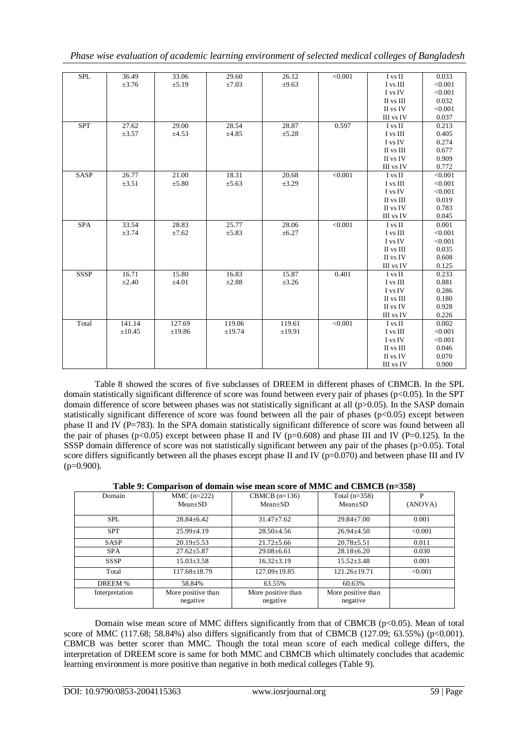| SPL | 36.49 ±3.76 | 33.06 ±5.19 | 29.60 ±7.03 | 26.12 ±9.63 | <0.001 | I vs II | 0.033 |
|---|---|---|---|---|---|---|---|
| | | | | | | I vs III | <0.001 |
| | | | | | | I vs IV | <0.001 |
| | | | | | | II vs III | 0.032 |
| | | | | | | II vs IV | <0.001 |
| | | | | | | III vs IV | 0.037 |
| SPT | 27.62 ±3.57 | 29.00 ±4.53 | 28.54 ±4.85 | 28.87 ±5.28 | 0.597 | I vs II | 0.213 |
| | | | | | | I vs III | 0.405 |
| | | | | | | I vs IV | 0.274 |
| | | | | | | II vs III | 0.677 |
| | | | | | | II vs IV | 0.909 |
| | | | | | | III vs IV | 0.772 |
| SASP | 26.77 ±3.51 | 21.00 ±5.80 | 18.31 ±5.63 | 20.68 ±3.29 | <0.001 | I vs II | <0.001 |
| | | | | | | I vs III | <0.001 |
| | | | | | | I vs IV | <0.001 |
| | | | | | | II vs III | 0.019 |
| | | | | | | II vs IV | 0.783 |
| | | | | | | III vs IV | 0.045 |
| SPA | 33.54 ±3.74 | 28.83 ±7.62 | 25.77 ±5.83 | 28.06 ±6.27 | <0.001 | I vs II | 0.001 |
| | | | | | | I vs III | <0.001 |
| | | | | | | I vs IV | <0.001 |
| | | | | | | II vs III | 0.035 |
| | | | | | | II vs IV | 0.608 |
| | | | | | | III vs IV | 0.125 |
| SSSP | 16.71 ±2.40 | 15.80 ±4.01 | 16.83 ±2.88 | 15.87 ±3.26 | 0.401 | I vs II | 0.233 |
| | | | | | | I vs III | 0.881 |
| | | | | | | I vs IV | 0.286 |
| | | | | | | II vs III | 0.180 |
| | | | | | | II vs IV | 0.928 |
| | | | | | | III vs IV | 0.226 |
| Total | 141.14 ±10.45 | 127.69 ±19.86 | 119.06 ±19.74 | 119.61 ±19.91 | <0.001 | I vs II | 0.002 |
| | | | | | | I vs III | <0.001 |
| | | | | | | I vs IV | <0.001 |
| | | | | | | II vs III | 0.046 |
| | | | | | | II vs IV | 0.070 |
| | | | | | | III vs IV | 0.900 |

Table 8 showed the scores of five subclasses of DREEM in different phases of CBMCB. In the SPL domain statistically significant difference of score was found between every pair of phases ($p<0.05$). In the SPT domain difference of score between phases was not statistically significant at all ($p>0.05$). In the SASP domain statistically significant difference of score was found between all the pair of phases ($p<0.05$) except between phase II and IV (P=783). In the SPA domain statistically significant difference of score was found between all the pair of phases ($p<0.05$) except between phase II and IV ($p=0.608$) and phase III and IV ($P=0.125$). In the SSSP domain difference of score was not statistically significant between any pair of the phases ($p>0.05$). Total score differs significantly between all the phases except phase II and IV ($p=0.070$) and between phase III and IV ($p=0.900$).

**Table 9: Comparison of domain wise mean score of MMC and CBMCB (n=358)**

| Domain | MMC (n=222) Mean±SD | CBMCB (n=136) Mean±SD | Total (n=358) Mean±SD | P (ANOVA) |
|---|---|---|---|---|
| SPL | 28.84±6.42 | 31.47±7.62 | 29.84±7.00 | 0.001 |
| SPT | 25.99±4.19 | 28.50±4.56 | 26.94±4.50 | <0.001 |
| SASP | 20.19±5.53 | 21.72±5.66 | 20.78±5.51 | 0.011 |
| SPA | 27.62±5.87 | 29.08±6.61 | 28.18±6.20 | 0.030 |
| SSSP | 15.03±3.58 | 16.32±3.19 | 15.52±3.48 | 0.001 |
| Total | 117.68±18.79 | 127.09±19.85 | 121.26±19.71 | <0.001 |
| DREEM % | 58.84% | 63.55% | 60.63% | |
| Interpretation | More positive than negative | More positive than negative | More positive than negative | |

Domain wise mean score of MMC differs significantly from that of CBMCB ($p<0.05$). Mean of total score of MMC (117.68; 58.84%) also differs significantly from that of CBMCB (127.09; 63.55%) ($p<0.001$). CBMCB was better scorer than MMC. Though the total mean score of each medical college differs, the interpretation of DREEM score is same for both MMC and CBMCB which ultimately concludes that academic learning environment is more positive than negative in both medical colleges (Table 9).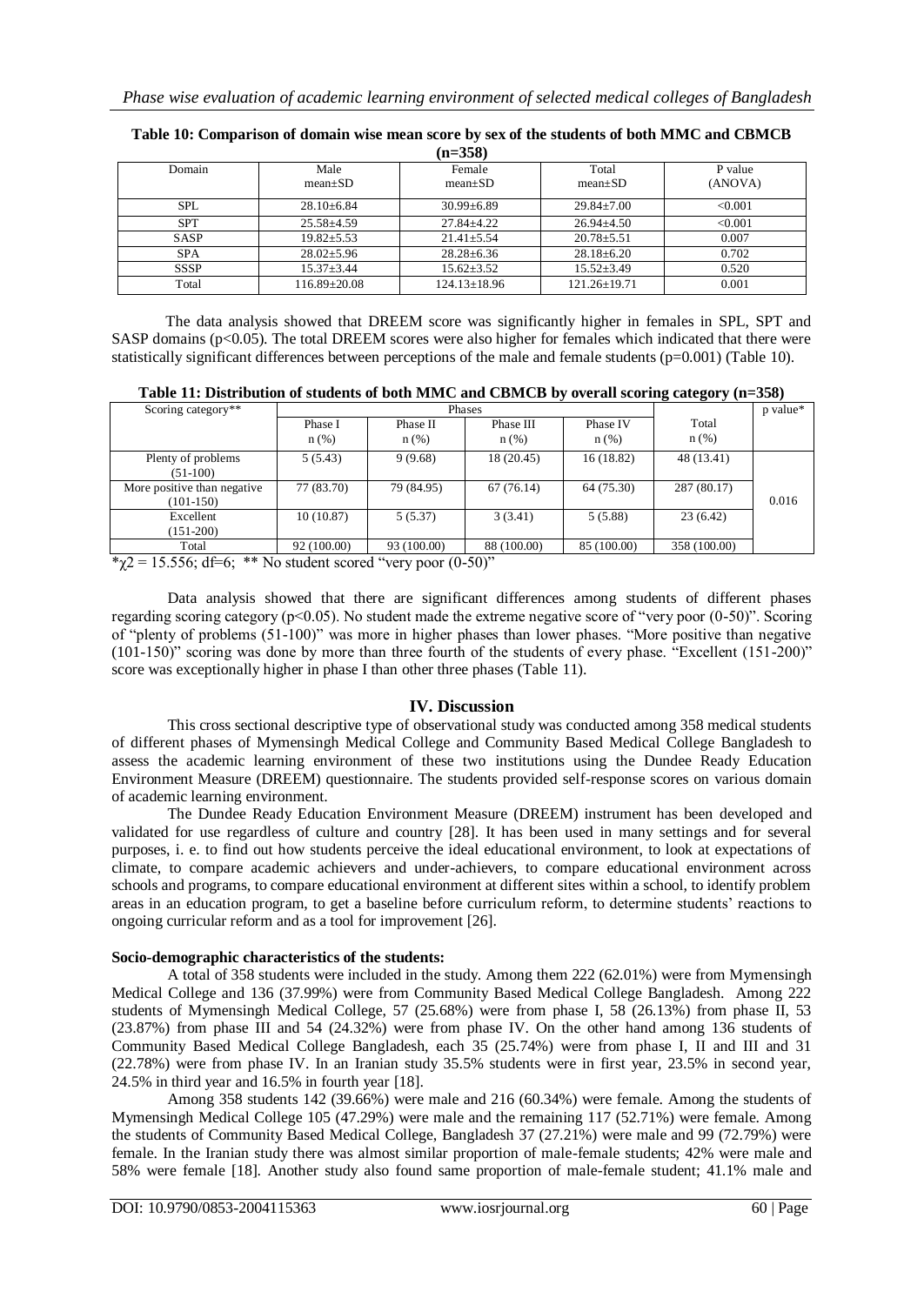**Table 10: Comparison of domain wise mean score by sex of the students of both MMC and CBMCB (n=358)**

| Domain | Male mean±SD | Female mean±SD | Total mean±SD | P value (ANOVA) |
|---|---|---|---|---|
| SPL | 28.10±6.84 | 30.99±6.89 | 29.84±7.00 | <0.001 |
| SPT | 25.58±4.59 | 27.84±4.22 | 26.94±4.50 | <0.001 |
| SASP | 19.82±5.53 | 21.41±5.54 | 20.78±5.51 | 0.007 |
| SPA | 28.02±5.96 | 28.28±6.36 | 28.18±6.20 | 0.702 |
| SSSP | 15.37±3.44 | 15.62±3.52 | 15.52±3.49 | 0.520 |
| Total | 116.89±20.08 | 124.13±18.96 | 121.26±19.71 | 0.001 |

The data analysis showed that DREEM score was significantly higher in females in SPL, SPT and SASP domains ($p<0.05$). The total DREEM scores were also higher for females which indicated that there were statistically significant differences between perceptions of the male and female students ($p=0.001$) (Table 10).

**Table 11: Distribution of students of both MMC and CBMCB by overall scoring category (n=358)**

| Scoring category** | Phases | | | | | p value* |
|---|---|---|---|---|---|---|
| | Phase I n (%) | Phase II n (%) | Phase III n (%) | Phase IV n (%) | Total n (%) | |
| Plenty of problems (51-100) | 5 (5.43) | 9 (9.68) | 18 (20.45) | 16 (18.82) | 48 (13.41) | 0.016 |
| More positive than negative (101-150) | 77 (83.70) | 79 (84.95) | 67 (76.14) | 64 (75.30) | 287 (80.17) | |
| Excellent (151-200) | 10 (10.87) | 5 (5.37) | 3 (3.41) | 5 (5.88) | 23 (6.42) | |
| Total | 92 (100.00) | 93 (100.00) | 88 (100.00) | 85 (100.00) | 358 (100.00) | |

*$\chi^2 = 15.556$; df=6; ** No student scored "very poor (0-50)"

Data analysis showed that there are significant differences among students of different phases regarding scoring category ($p<0.05$). No student made the extreme negative score of "very poor (0-50)". Scoring of "plenty of problems (51-100)" was more in higher phases than lower phases. "More positive than negative (101-150)" scoring was done by more than three fourth of the students of every phase. "Excellent (151-200)" score was exceptionally higher in phase I than other three phases (Table 11).

## IV. Discussion

This cross sectional descriptive type of observational study was conducted among 358 medical students of different phases of Mymensingh Medical College and Community Based Medical College Bangladesh to assess the academic learning environment of these two institutions using the Dundee Ready Education Environment Measure (DREEM) questionnaire. The students provided self-response scores on various domain of academic learning environment.

The Dundee Ready Education Environment Measure (DREEM) instrument has been developed and validated for use regardless of culture and country [28]. It has been used in many settings and for several purposes, i. e. to find out how students perceive the ideal educational environment, to look at expectations of climate, to compare academic achievers and under-achievers, to compare educational environment across schools and programs, to compare educational environment at different sites within a school, to identify problem areas in an education program, to get a baseline before curriculum reform, to determine students' reactions to ongoing curricular reform and as a tool for improvement [26].

### Socio-demographic characteristics of the students:

A total of 358 students were included in the study. Among them 222 (62.01%) were from Mymensingh Medical College and 136 (37.99%) were from Community Based Medical College Bangladesh. Among 222 students of Mymensingh Medical College, 57 (25.68%) were from phase I, 58 (26.13%) from phase II, 53 (23.87%) from phase III and 54 (24.32%) were from phase IV. On the other hand among 136 students of Community Based Medical College Bangladesh, each 35 (25.74%) were from phase I, II and III and 31 (22.78%) were from phase IV. In an Iranian study 35.5% students were in first year, 23.5% in second year, 24.5% in third year and 16.5% in fourth year [18].

Among 358 students 142 (39.66%) were male and 216 (60.34%) were female. Among the students of Mymensingh Medical College 105 (47.29%) were male and the remaining 117 (52.71%) were female. Among the students of Community Based Medical College, Bangladesh 37 (27.21%) were male and 99 (72.79%) were female. In the Iranian study there was almost similar proportion of male-female students; 42% were male and 58% were female [18]. Another study also found same proportion of male-female student; 41.1% male and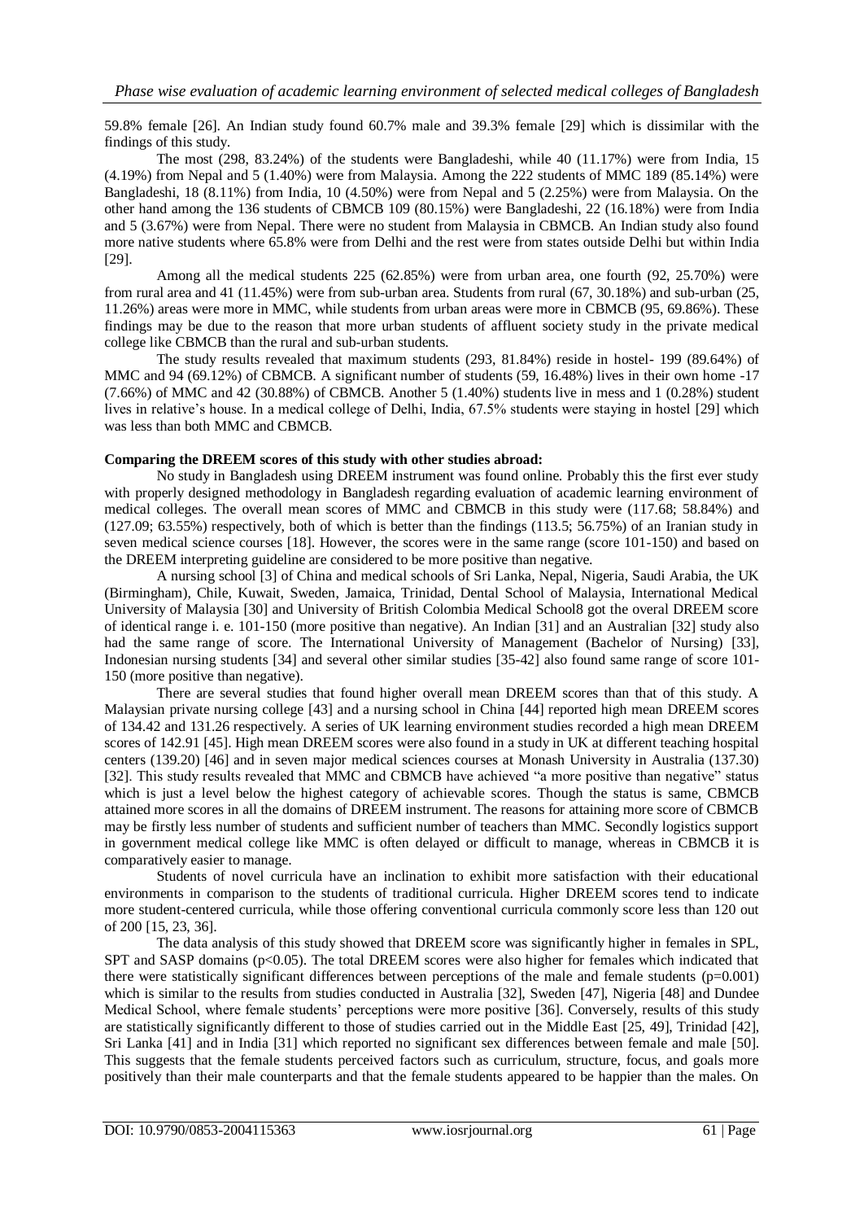59.8% female [26]. An Indian study found 60.7% male and 39.3% female [29] which is dissimilar with the findings of this study.

The most (298, 83.24%) of the students were Bangladeshi, while 40 (11.17%) were from India, 15 (4.19%) from Nepal and 5 (1.40%) were from Malaysia. Among the 222 students of MMC 189 (85.14%) were Bangladeshi, 18 (8.11%) from India, 10 (4.50%) were from Nepal and 5 (2.25%) were from Malaysia. On the other hand among the 136 students of CBMCB 109 (80.15%) were Bangladeshi, 22 (16.18%) were from India and 5 (3.67%) were from Nepal. There were no student from Malaysia in CBMCB. An Indian study also found more native students where 65.8% were from Delhi and the rest were from states outside Delhi but within India [29].

Among all the medical students 225 (62.85%) were from urban area, one fourth (92, 25.70%) were from rural area and 41 (11.45%) were from sub-urban area. Students from rural (67, 30.18%) and sub-urban (25, 11.26%) areas were more in MMC, while students from urban areas were more in CBMCB (95, 69.86%). These findings may be due to the reason that more urban students of affluent society study in the private medical college like CBMCB than the rural and sub-urban students.

The study results revealed that maximum students (293, 81.84%) reside in hostel- 199 (89.64%) of MMC and 94 (69.12%) of CBMCB. A significant number of students (59, 16.48%) lives in their own home -17 (7.66%) of MMC and 42 (30.88%) of CBMCB. Another 5 (1.40%) students live in mess and 1 (0.28%) student lives in relative's house. In a medical college of Delhi, India, 67.5% students were staying in hostel [29] which was less than both MMC and CBMCB.

**Comparing the DREEM scores of this study with other studies abroad:**

No study in Bangladesh using DREEM instrument was found online. Probably this the first ever study with properly designed methodology in Bangladesh regarding evaluation of academic learning environment of medical colleges. The overall mean scores of MMC and CBMCB in this study were (117.68; 58.84%) and (127.09; 63.55%) respectively, both of which is better than the findings (113.5; 56.75%) of an Iranian study in seven medical science courses [18]. However, the scores were in the same range (score 101-150) and based on the DREEM interpreting guideline are considered to be more positive than negative.

A nursing school [3] of China and medical schools of Sri Lanka, Nepal, Nigeria, Saudi Arabia, the UK (Birmingham), Chile, Kuwait, Sweden, Jamaica, Trinidad, Dental School of Malaysia, International Medical University of Malaysia [30] and University of British Colombia Medical School8 got the overal DREEM score of identical range i. e. 101-150 (more positive than negative). An Indian [31] and an Australian [32] study also had the same range of score. The International University of Management (Bachelor of Nursing) [33], Indonesian nursing students [34] and several other similar studies [35-42] also found same range of score 101-150 (more positive than negative).

There are several studies that found higher overall mean DREEM scores than that of this study. A Malaysian private nursing college [43] and a nursing school in China [44] reported high mean DREEM scores of 134.42 and 131.26 respectively. A series of UK learning environment studies recorded a high mean DREEM scores of 142.91 [45]. High mean DREEM scores were also found in a study in UK at different teaching hospital centers (139.20) [46] and in seven major medical sciences courses at Monash University in Australia (137.30) [32]. This study results revealed that MMC and CBMCB have achieved "a more positive than negative" status which is just a level below the highest category of achievable scores. Though the status is same, CBMCB attained more scores in all the domains of DREEM instrument. The reasons for attaining more score of CBMCB may be firstly less number of students and sufficient number of teachers than MMC. Secondly logistics support in government medical college like MMC is often delayed or difficult to manage, whereas in CBMCB it is comparatively easier to manage.

Students of novel curricula have an inclination to exhibit more satisfaction with their educational environments in comparison to the students of traditional curricula. Higher DREEM scores tend to indicate more student-centered curricula, while those offering conventional curricula commonly score less than 120 out of 200 [15, 23, 36].

The data analysis of this study showed that DREEM score was significantly higher in females in SPL, SPT and SASP domains ($p<0.05$). The total DREEM scores were also higher for females which indicated that there were statistically significant differences between perceptions of the male and female students ($p=0.001$) which is similar to the results from studies conducted in Australia [32], Sweden [47], Nigeria [48] and Dundee Medical School, where female students' perceptions were more positive [36]. Conversely, results of this study are statistically significantly different to those of studies carried out in the Middle East [25, 49], Trinidad [42], Sri Lanka [41] and in India [31] which reported no significant sex differences between female and male [50]. This suggests that the female students perceived factors such as curriculum, structure, focus, and goals more positively than their male counterparts and that the female students appeared to be happier than the males. On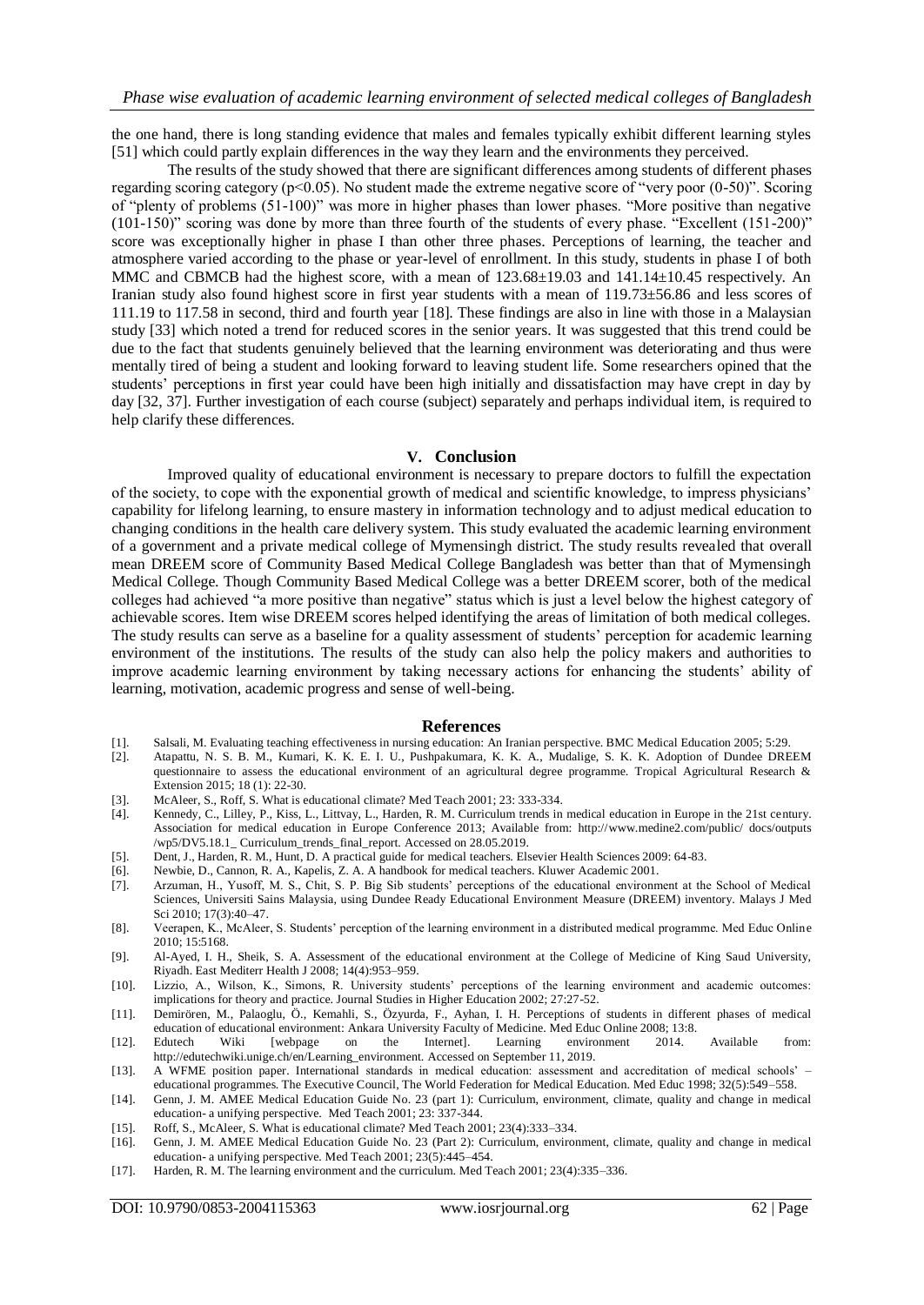the one hand, there is long standing evidence that males and females typically exhibit different learning styles [51] which could partly explain differences in the way they learn and the environments they perceived.

The results of the study showed that there are significant differences among students of different phases regarding scoring category ($p<0.05$). No student made the extreme negative score of "very poor (0-50)". Scoring of "plenty of problems (51-100)" was more in higher phases than lower phases. "More positive than negative (101-150)" scoring was done by more than three fourth of the students of every phase. "Excellent (151-200)" score was exceptionally higher in phase I than other three phases. Perceptions of learning, the teacher and atmosphere varied according to the phase or year-level of enrollment. In this study, students in phase I of both MMC and CBMCB had the highest score, with a mean of $123.68\pm19.03$ and $141.14\pm10.45$ respectively. An Iranian study also found highest score in first year students with a mean of $119.73\pm56.86$ and less scores of 111.19 to 117.58 in second, third and fourth year [18]. These findings are also in line with those in a Malaysian study [33] which noted a trend for reduced scores in the senior years. It was suggested that this trend could be due to the fact that students genuinely believed that the learning environment was deteriorating and thus were mentally tired of being a student and looking forward to leaving student life. Some researchers opined that the students' perceptions in first year could have been high initially and dissatisfaction may have crept in day by day [32, 37]. Further investigation of each course (subject) separately and perhaps individual item, is required to help clarify these differences.

## V. Conclusion

Improved quality of educational environment is necessary to prepare doctors to fulfill the expectation of the society, to cope with the exponential growth of medical and scientific knowledge, to impress physicians' capability for lifelong learning, to ensure mastery in information technology and to adjust medical education to changing conditions in the health care delivery system. This study evaluated the academic learning environment of a government and a private medical college of Mymensingh district. The study results revealed that overall mean DREEM score of Community Based Medical College Bangladesh was better than that of Mymensingh Medical College. Though Community Based Medical College was a better DREEM scorer, both of the medical colleges had achieved "a more positive than negative" status which is just a level below the highest category of achievable scores. Item wise DREEM scores helped identifying the areas of limitation of both medical colleges. The study results can serve as a baseline for a quality assessment of students' perception for academic learning environment of the institutions. The results of the study can also help the policy makers and authorities to improve academic learning environment by taking necessary actions for enhancing the students' ability of learning, motivation, academic progress and sense of well-being.

## References

[1]. Salsali, M. Evaluating teaching effectiveness in nursing education: An Iranian perspective. BMC Medical Education 2005; 5:29.

[2]. Atapattu, N. S. B. M., Kumari, K. K. E. I. U., Pushpakumara, K. K. A., Mudalige, S. K. K. Adoption of Dundee DREEM questionnaire to assess the educational environment of an agricultural degree programme. Tropical Agricultural Research & Extension 2015; 18 (1): 22-30.

[3]. McAleer, S., Roff, S. What is educational climate? Med Teach 2001; 23: 333-334.

[4]. Kennedy, C., Lilley, P., Kiss, L., Littvay, L., Harden, R. M. Curriculum trends in medical education in Europe in the 21st century. Association for medical education in Europe Conference 2013; Available from: http://www.medine2.com/public/ docs/outputs /wp5/DV5.18.1_ Curriculum_trends_final_report. Accessed on 28.05.2019.

[5]. Dent, J., Harden, R. M., Hunt, D. A practical guide for medical teachers. Elsevier Health Sciences 2009: 64-83.

[6]. Newbie, D., Cannon, R. A., Kapelis, Z. A. A handbook for medical teachers. Kluwer Academic 2001.

[7]. Arzuman, H., Yusoff, M. S., Chit, S. P. Big Sib students' perceptions of the educational environment at the School of Medical Sciences, Universiti Sains Malaysia, using Dundee Ready Educational Environment Measure (DREEM) inventory. Malays J Med Sci 2010; 17(3):40–47.

[8]. Veerapen, K., McAleer, S. Students' perception of the learning environment in a distributed medical programme. Med Educ Online 2010; 15:5168.

[9]. Al-Ayed, I. H., Sheik, S. A. Assessment of the educational environment at the College of Medicine of King Saud University, Riyadh. East Mediterr Health J 2008; 14(4):953–959.

[10]. Lizzio, A., Wilson, K., Simons, R. University students' perceptions of the learning environment and academic outcomes: implications for theory and practice. Journal Studies in Higher Education 2002; 27:27-52.

[11]. Demirören, M., Palaoglu, Ö., Kemahli, S., Özyurda, F., Ayhan, I. H. Perceptions of students in different phases of medical education of educational environment: Ankara University Faculty of Medicine. Med Educ Online 2008; 13:8.

[12]. Edutech Wiki [webpage on the Internet]. Learning environment 2014. Available from: http://edutechwiki.unige.ch/en/Learning_environment. Accessed on September 11, 2019.

[13]. A WFME position paper. International standards in medical education: assessment and accreditation of medical schools' – educational programmes. The Executive Council, The World Federation for Medical Education. Med Educ 1998; 32(5):549–558.

[14]. Genn, J. M. AMEE Medical Education Guide No. 23 (part 1): Curriculum, environment, climate, quality and change in medical education- a unifying perspective. Med Teach 2001; 23: 337-344.

[15]. Roff, S., McAleer, S. What is educational climate? Med Teach 2001; 23(4):333–334.

[16]. Genn, J. M. AMEE Medical Education Guide No. 23 (Part 2): Curriculum, environment, climate, quality and change in medical education- a unifying perspective. Med Teach 2001; 23(5):445–454.

[17]. Harden, R. M. The learning environment and the curriculum. Med Teach 2001; 23(4):335–336.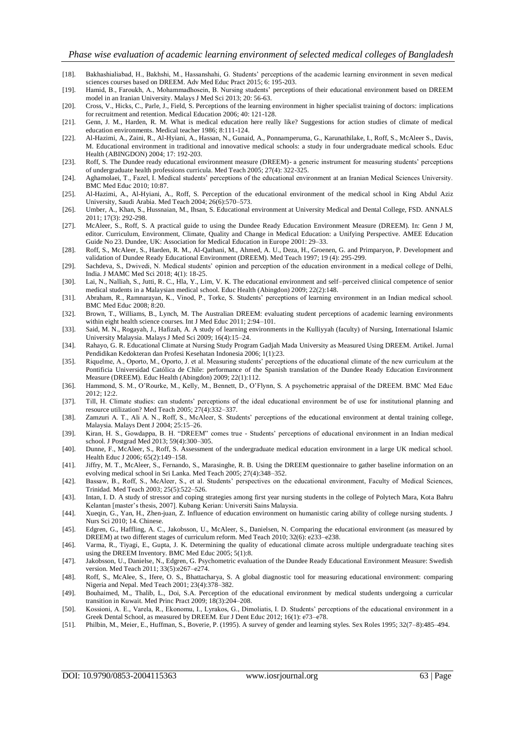[18]. Bakhashialiabad, H., Bakhshi, M., Hassanshahi, G. Students' perceptions of the academic learning environment in seven medical sciences courses based on DREEM. Adv Med Educ Pract 2015; 6: 195-203.

[19]. Hamid, B., Faroukh, A., Mohammadhosein, B. Nursing students' perceptions of their educational environment based on DREEM model in an Iranian University. Malays J Med Sci 2013; 20: 56-63.

[20]. Cross, V., Hicks, C., Parle, J., Field, S. Perceptions of the learning environment in higher specialist training of doctors: implications for recruitment and retention. Medical Education 2006; 40: 121-128.

[21]. Genn, J. M., Harden, R. M. What is medical education here really like? Suggestions for action studies of climate of medical education environments. Medical teacher 1986; 8:111-124.

[22]. Al-Hazimi, A., Zaini, R., Al-Hyiani, A., Hassan, N., Gunaid, A., Ponnamperuma, G., Karunathilake, I., Roff, S., McAleer S., Davis, M. Educational environment in traditional and innovative medical schools: a study in four undergraduate medical schools. Educ Health (ABINGDON) 2004; 17: 192-203.

[23]. Roff, S. The Dundee ready educational environment measure (DREEM)- a generic instrument for measuring students' perceptions of undergraduate health professions curricula. Med Teach 2005; 27(4): 322-325.

[24]. Aghamolaei, T., Fazel, I. Medical students' perceptions of the educational environment at an Iranian Medical Sciences University. BMC Med Educ 2010; 10:87.

[25]. Al-Hazimi, A., Al-Hyiani, A., Roff, S. Perception of the educational environment of the medical school in King Abdul Aziz University, Saudi Arabia. Med Teach 2004; 26(6):570–573.

[26]. Umber, A., Khan, S., Hussnaian, M., Ihsan, S. Educational environment at University Medical and Dental College, FSD. ANNALS 2011; 17(3): 292-298.

[27]. McAleer, S., Roff, S. A practical guide to using the Dundee Ready Education Environment Measure (DREEM). In: Genn J M, editor. Curriculum, Environment, Climate, Quality and Change in Medical Education: a Unifying Perspective. AMEE Education Guide No 23. Dundee, UK: Association for Medical Education in Europe 2001: 29–33.

[28]. Roff, S., McAleer, S., Harden, R. M., Al-Qathani, M., Ahmed, A. U., Deza, H., Groenen, G. and Primparyon, P. Development and validation of Dundee Ready Educational Environment (DREEM). Med Teach 1997; 19 (4): 295-299.

[29]. Sachdeva, S., Dwivedi, N. Medical students' opinion and perception of the education environment in a medical college of Delhi, India. J MAMC Med Sci 2018; 4(1): 18-25.

[30]. Lai, N., Nalliah, S., Jutti, R. C., Hla, Y., Lim, V. K. The educational environment and self–perceived clinical competence of senior medical students in a Malaysian medical school. Educ Health (Abingdon) 2009; 22(2):148.

[31]. Abraham, R., Ramnarayan, K., Vinod, P., Torke, S. Students' perceptions of learning environment in an Indian medical school. BMC Med Educ 2008; 8:20.

[32]. Brown, T., Williams, B., Lynch, M. The Australian DREEM: evaluating student perceptions of academic learning environments within eight health science courses. Int J Med Educ 2011; 2:94–101.

[33]. Said, M. N., Rogayah, J., Hafizah, A. A study of learning environments in the Kulliyyah (faculty) of Nursing, International Islamic University Malaysia. Malays J Med Sci 2009; 16(4):15–24.

[34]. Rahayo, G. R. Educational Climate at Nursing Study Program Gadjah Mada University as Measured Using DREEM. Artikel. Jurnal Pendidikan Kedokteran dan Profesi Kesehatan Indonesia 2006; 1(1):23.

[35]. Riquelme, A., Oporto, M., Oporto, J. et al. Measuring students' perceptions of the educational climate of the new curriculum at the Pontificia Universidad Católica de Chile: performance of the Spanish translation of the Dundee Ready Education Environment Measure (DREEM). Educ Health (Abingdon) 2009; 22(1):112.

[36]. Hammond, S. M., O'Rourke, M., Kelly, M., Bennett, D., O'Flynn, S. A psychometric appraisal of the DREEM. BMC Med Educ 2012; 12:2.

[37]. Till, H. Climate studies: can students' perceptions of the ideal educational environment be of use for institutional planning and resource utilization? Med Teach 2005; 27(4):332–337.

[38]. Zamzuri A. T., Ali A. N., Roff, S., McAleer, S. Students' perceptions of the educational environment at dental training college, Malaysia. Malays Dent J 2004; 25:15–26.

[39]. Kiran, H. S., Gowdappa, B. H. "DREEM" comes true - Students' perceptions of educational environment in an Indian medical school. J Postgrad Med 2013; 59(4):300–305.

[40]. Dunne, F., McAleer, S., Roff, S. Assessment of the undergraduate medical education environment in a large UK medical school. Health Educ J 2006; 65(2):149–158.

[41]. Jiffry, M. T., McAleer, S., Fernando, S., Marasinghe, R. B. Using the DREEM questionnaire to gather baseline information on an evolving medical school in Sri Lanka. Med Teach 2005; 27(4):348–352.

[42]. Bassaw, B., Roff, S., McAleer, S., et al. Students' perspectives on the educational environment, Faculty of Medical Sciences, Trinidad. Med Teach 2003; 25(5):522–526.

[43]. Intan, I. D. A study of stressor and coping strategies among first year nursing students in the college of Polytech Mara, Kota Bahru Kelantan [master's thesis, 2007]. Kubang Kerian: Universiti Sains Malaysia.

[44]. Xueqin, G., Yan, H., Zhen-juan, Z. Influence of education environment on humanistic caring ability of college nursing students. J Nurs Sci 2010; 14. Chinese.

[45]. Edgren, G., Haffling, A. C., Jakobsson, U., McAleer, S., Danielsen, N. Comparing the educational environment (as measured by DREEM) at two different stages of curriculum reform. Med Teach 2010; 32(6): e233–e238.

[46]. Varma, R., Tiyagi, E., Gupta, J. K. Determining the quality of educational climate across multiple undergraduate teaching sites using the DREEM Inventory. BMC Med Educ 2005; 5(1):8.

[47]. Jakobsson, U., Danielse, N., Edgren, G. Psychometric evaluation of the Dundee Ready Educational Environment Measure: Swedish version. Med Teach 2011; 33(5):e267–e274.

[48]. Roff, S., McAlee, S., Ifere, O. S., Bhattacharya, S. A global diagnostic tool for measuring educational environment: comparing Nigeria and Nepal. Med Teach 2001; 23(4):378–382.

[49]. Bouhaimed, M., Thalib, L., Doi, S.A. Perception of the educational environment by medical students undergoing a curricular transition in Kuwait. Med Princ Pract 2009; 18(3):204–208.

[50]. Kossioni, A. E., Varela, R., Ekonomu, I., Lyrakos, G., Dimoliatis, I. D. Students' perceptions of the educational environment in a Greek Dental School, as measured by DREEM. Eur J Dent Educ 2012; 16(1): e73–e78.

[51]. Philbin, M., Meier, E., Huffman, S., Boverie, P. (1995). A survey of gender and learning styles. Sex Roles 1995; 32(7–8):485–494.